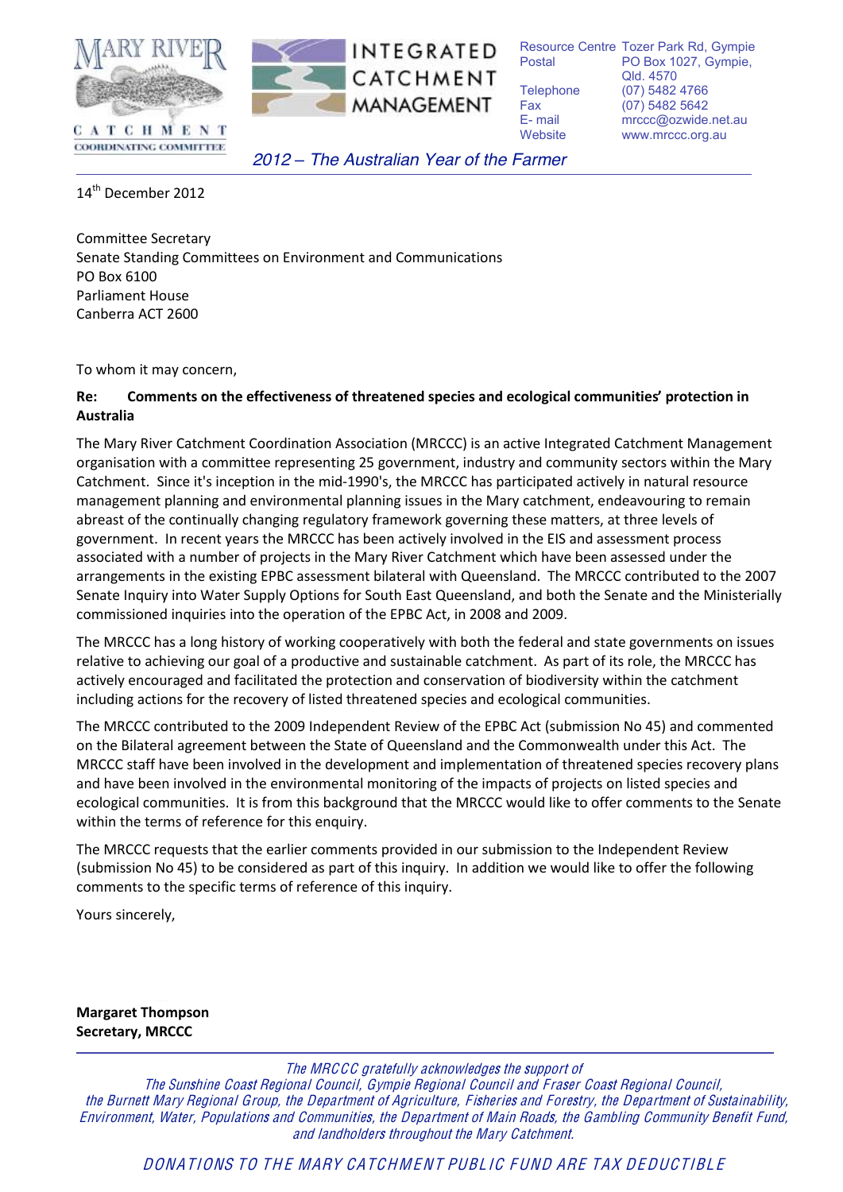MARY RIVER CATCHMENT COORDINATING COMMITTEE

INTEGRATED CATCHMENT MANAGEMENT

Resource Centre Tozer Park Rd, Gympie
Postal PO Box 1027, Gympie, Qld. 4570
Telephone (07) 5482 4766
Fax (07) 5482 5642
E- mail mrccc@ozwide.net.au
Website www.mrccc.org.au

*2012 – The Australian Year of the Farmer*

14th December 2012

Committee Secretary
Senate Standing Committees on Environment and Communications
PO Box 6100
Parliament House
Canberra ACT 2600

To whom it may concern,

**Re: Comments on the effectiveness of threatened species and ecological communities' protection in Australia**

The Mary River Catchment Coordination Association (MRCCC) is an active Integrated Catchment Management organisation with a committee representing 25 government, industry and community sectors within the Mary Catchment. Since it's inception in the mid-1990's, the MRCCC has participated actively in natural resource management planning and environmental planning issues in the Mary catchment, endeavouring to remain abreast of the continually changing regulatory framework governing these matters, at three levels of government. In recent years the MRCCC has been actively involved in the EIS and assessment process associated with a number of projects in the Mary River Catchment which have been assessed under the arrangements in the existing EPBC assessment bilateral with Queensland. The MRCCC contributed to the 2007 Senate Inquiry into Water Supply Options for South East Queensland, and both the Senate and the Ministerially commissioned inquiries into the operation of the EPBC Act, in 2008 and 2009.

The MRCCC has a long history of working cooperatively with both the federal and state governments on issues relative to achieving our goal of a productive and sustainable catchment. As part of its role, the MRCCC has actively encouraged and facilitated the protection and conservation of biodiversity within the catchment including actions for the recovery of listed threatened species and ecological communities.

The MRCCC contributed to the 2009 Independent Review of the EPBC Act (submission No 45) and commented on the Bilateral agreement between the State of Queensland and the Commonwealth under this Act. The MRCCC staff have been involved in the development and implementation of threatened species recovery plans and have been involved in the environmental monitoring of the impacts of projects on listed species and ecological communities. It is from this background that the MRCCC would like to offer comments to the Senate within the terms of reference for this enquiry.

The MRCCC requests that the earlier comments provided in our submission to the Independent Review (submission No 45) to be considered as part of this inquiry. In addition we would like to offer the following comments to the specific terms of reference of this inquiry.

Yours sincerely,

**Margaret Thompson**
**Secretary, MRCCC**

*The MRCCC gratefully acknowledges the support of The Sunshine Coast Regional Council, Gympie Regional Council and Fraser Coast Regional Council, the Burnett Mary Regional Group, the Department of Agriculture, Fisheries and Forestry, the Department of Sustainability, Environment, Water, Populations and Communities, the Department of Main Roads, the Gambling Community Benefit Fund, and landholders throughout the Mary Catchment.*

*DONATIONS TO THE MARY CATCHMENT PUBLIC FUND ARE TAX DEDUCTIBLE*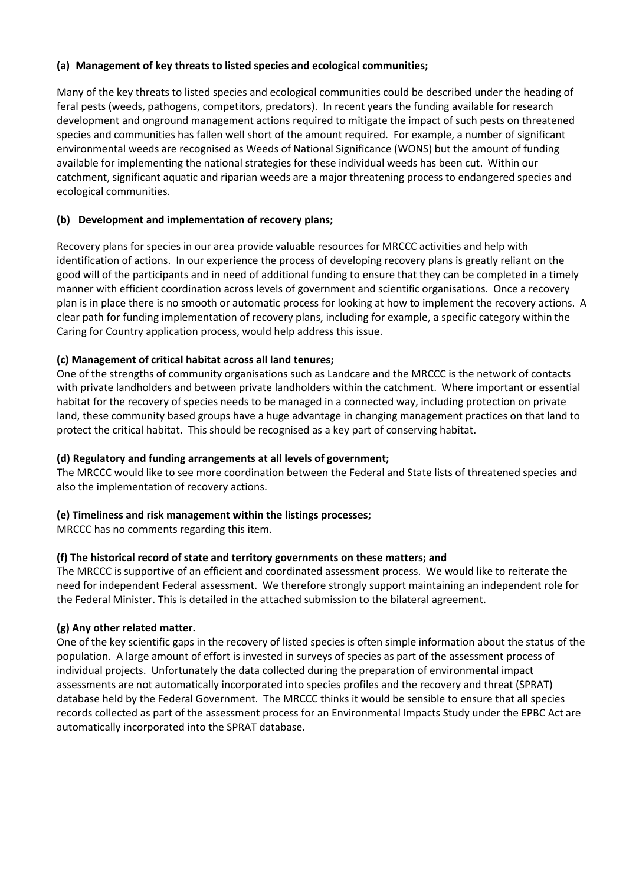**(a) Management of key threats to listed species and ecological communities;**

Many of the key threats to listed species and ecological communities could be described under the heading of feral pests (weeds, pathogens, competitors, predators). In recent years the funding available for research development and onground management actions required to mitigate the impact of such pests on threatened species and communities has fallen well short of the amount required. For example, a number of significant environmental weeds are recognised as Weeds of National Significance (WONS) but the amount of funding available for implementing the national strategies for these individual weeds has been cut. Within our catchment, significant aquatic and riparian weeds are a major threatening process to endangered species and ecological communities.

**(b) Development and implementation of recovery plans;**

Recovery plans for species in our area provide valuable resources for MRCCC activities and help with identification of actions. In our experience the process of developing recovery plans is greatly reliant on the good will of the participants and in need of additional funding to ensure that they can be completed in a timely manner with efficient coordination across levels of government and scientific organisations. Once a recovery plan is in place there is no smooth or automatic process for looking at how to implement the recovery actions. A clear path for funding implementation of recovery plans, including for example, a specific category within the Caring for Country application process, would help address this issue.

**(c) Management of critical habitat across all land tenures;**

One of the strengths of community organisations such as Landcare and the MRCCC is the network of contacts with private landholders and between private landholders within the catchment. Where important or essential habitat for the recovery of species needs to be managed in a connected way, including protection on private land, these community based groups have a huge advantage in changing management practices on that land to protect the critical habitat. This should be recognised as a key part of conserving habitat.

**(d) Regulatory and funding arrangements at all levels of government;**

The MRCCC would like to see more coordination between the Federal and State lists of threatened species and also the implementation of recovery actions.

**(e) Timeliness and risk management within the listings processes;**

MRCCC has no comments regarding this item.

**(f) The historical record of state and territory governments on these matters; and**

The MRCCC is supportive of an efficient and coordinated assessment process. We would like to reiterate the need for independent Federal assessment. We therefore strongly support maintaining an independent role for the Federal Minister. This is detailed in the attached submission to the bilateral agreement.

**(g) Any other related matter.**

One of the key scientific gaps in the recovery of listed species is often simple information about the status of the population. A large amount of effort is invested in surveys of species as part of the assessment process of individual projects. Unfortunately the data collected during the preparation of environmental impact assessments are not automatically incorporated into species profiles and the recovery and threat (SPRAT) database held by the Federal Government. The MRCCC thinks it would be sensible to ensure that all species records collected as part of the assessment process for an Environmental Impacts Study under the EPBC Act are automatically incorporated into the SPRAT database.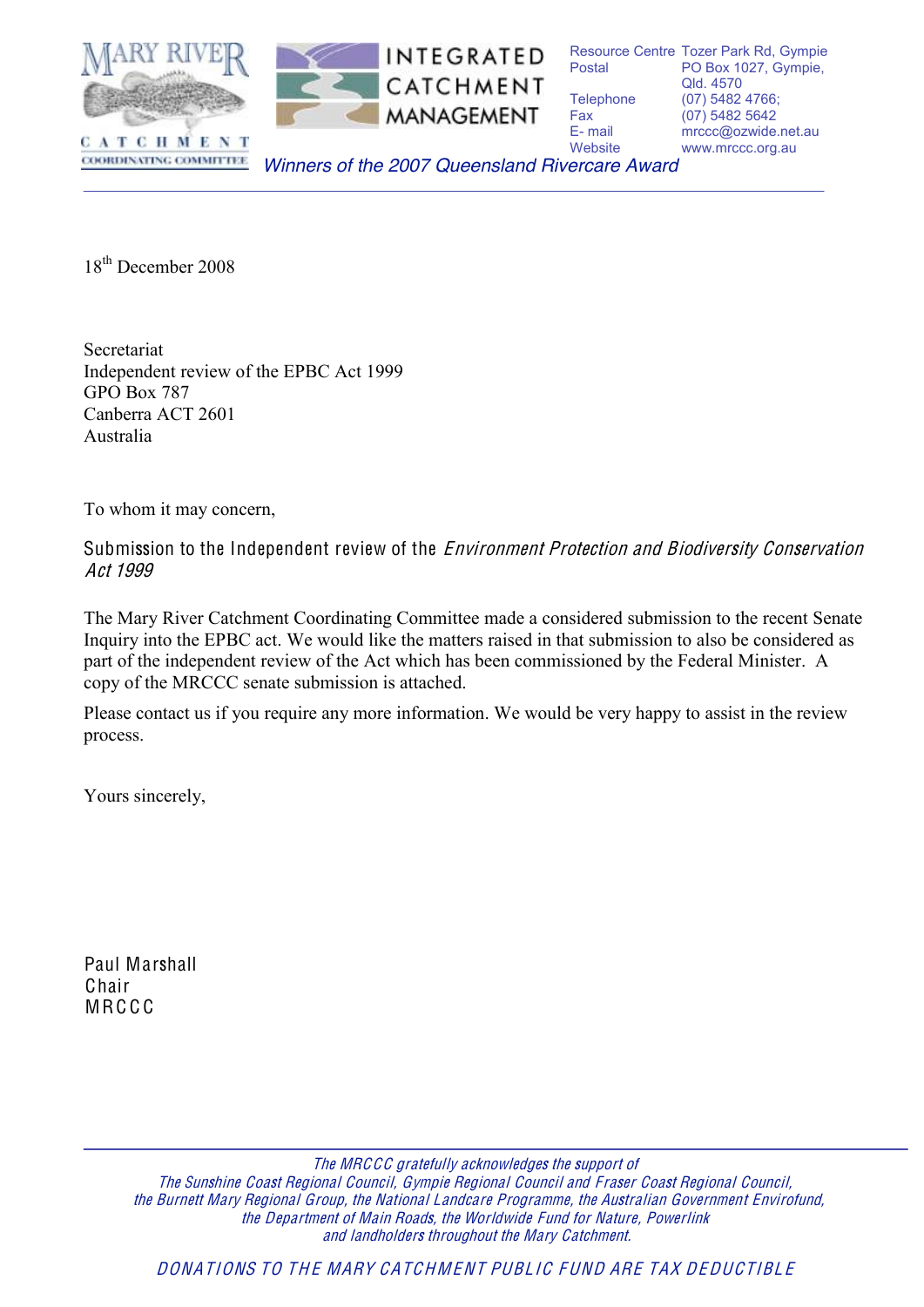MARY RIVER CATCHMENT COORDINATING COMMITTEE

INTEGRATED CATCHMENT MANAGEMENT

| | |
|---|---|
| Resource Centre | Tozer Park Rd, Gympie |
| Postal | PO Box 1027, Gympie, Qld. 4570 |
| Telephone | (07) 5482 4766; |
| Fax | (07) 5482 5642 |
| E- mail | mrccc@ozwide.net.au |
| Website | www.mrccc.org.au |

*Winners of the 2007 Queensland Rivercare Award*

18th December 2008

Secretariat
Independent review of the EPBC Act 1999
GPO Box 787
Canberra ACT 2601
Australia

To whom it may concern,

Submission to the Independent review of the *Environment Protection and Biodiversity Conservation Act 1999*

The Mary River Catchment Coordinating Committee made a considered submission to the recent Senate Inquiry into the EPBC act. We would like the matters raised in that submission to also be considered as part of the independent review of the Act which has been commissioned by the Federal Minister. A copy of the MRCCC senate submission is attached.

Please contact us if you require any more information. We would be very happy to assist in the review process.

Yours sincerely,

Paul Marshall
Chair
MRCCC

*The MRCCC gratefully acknowledges the support of*
*The Sunshine Coast Regional Council, Gympie Regional Council and Fraser Coast Regional Council,*
*the Burnett Mary Regional Group, the National Landcare Programme, the Australian Government Envirofund,*
*the Department of Main Roads, the Worldwide Fund for Nature, Powerlink*
*and landholders throughout the Mary Catchment.*

*DONATIONS TO THE MARY CATCHMENT PUBLIC FUND ARE TAX DEDUCTIBLE*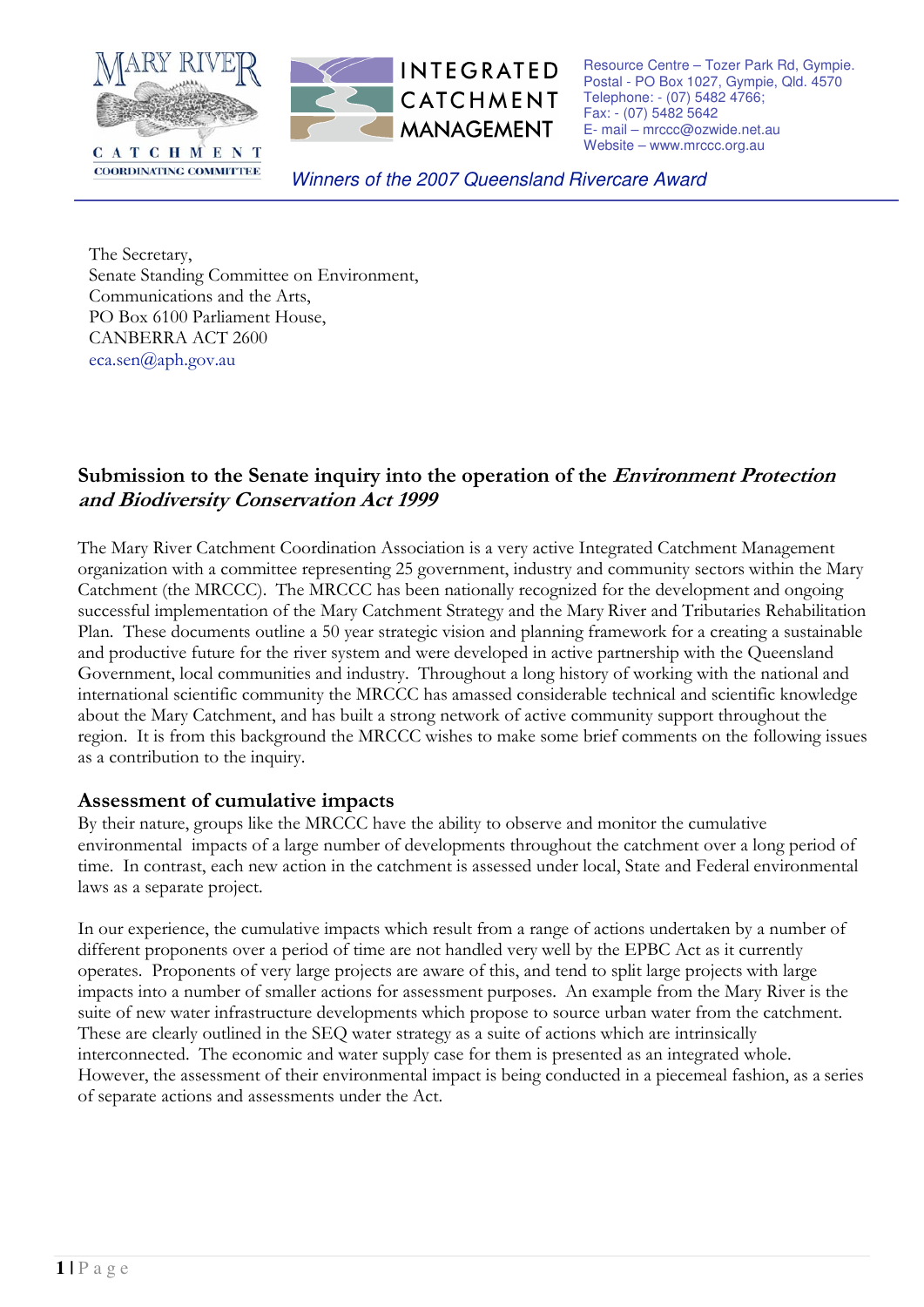MARY RIVER CATCHMENT COORDINATING COMMITTEE

INTEGRATED CATCHMENT MANAGEMENT

Resource Centre – Tozer Park Rd, Gympie.
Postal - PO Box 1027, Gympie, Qld. 4570
Telephone: - (07) 5482 4766;
Fax: - (07) 5482 5642
E- mail – mrccc@ozwide.net.au
Website – www.mrccc.org.au

*Winners of the 2007 Queensland Rivercare Award*

The Secretary,
Senate Standing Committee on Environment,
Communications and the Arts,
PO Box 6100 Parliament House,
CANBERRA ACT 2600
eca.sen@aph.gov.au

## Submission to the Senate inquiry into the operation of the *Environment Protection and Biodiversity Conservation Act 1999*

The Mary River Catchment Coordination Association is a very active Integrated Catchment Management organization with a committee representing 25 government, industry and community sectors within the Mary Catchment (the MRCCC). The MRCCC has been nationally recognized for the development and ongoing successful implementation of the Mary Catchment Strategy and the Mary River and Tributaries Rehabilitation Plan. These documents outline a 50 year strategic vision and planning framework for a creating a sustainable and productive future for the river system and were developed in active partnership with the Queensland Government, local communities and industry. Throughout a long history of working with the national and international scientific community the MRCCC has amassed considerable technical and scientific knowledge about the Mary Catchment, and has built a strong network of active community support throughout the region. It is from this background the MRCCC wishes to make some brief comments on the following issues as a contribution to the inquiry.

### Assessment of cumulative impacts

By their nature, groups like the MRCCC have the ability to observe and monitor the cumulative environmental impacts of a large number of developments throughout the catchment over a long period of time. In contrast, each new action in the catchment is assessed under local, State and Federal environmental laws as a separate project.

In our experience, the cumulative impacts which result from a range of actions undertaken by a number of different proponents over a period of time are not handled very well by the EPBC Act as it currently operates. Proponents of very large projects are aware of this, and tend to split large projects with large impacts into a number of smaller actions for assessment purposes. An example from the Mary River is the suite of new water infrastructure developments which propose to source urban water from the catchment. These are clearly outlined in the SEQ water strategy as a suite of actions which are intrinsically interconnected. The economic and water supply case for them is presented as an integrated whole. However, the assessment of their environmental impact is being conducted in a piecemeal fashion, as a series of separate actions and assessments under the Act.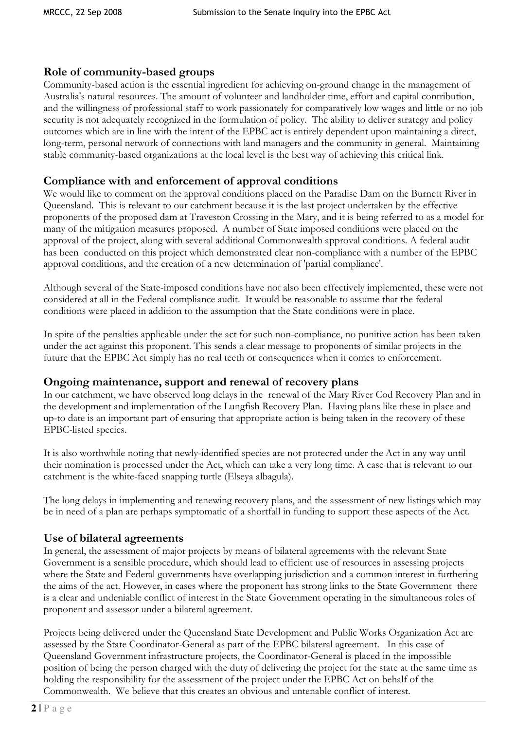## Role of community-based groups

Community-based action is the essential ingredient for achieving on-ground change in the management of Australia's natural resources. The amount of volunteer and landholder time, effort and capital contribution, and the willingness of professional staff to work passionately for comparatively low wages and little or no job security is not adequately recognized in the formulation of policy. The ability to deliver strategy and policy outcomes which are in line with the intent of the EPBC act is entirely dependent upon maintaining a direct, long-term, personal network of connections with land managers and the community in general. Maintaining stable community-based organizations at the local level is the best way of achieving this critical link.

## Compliance with and enforcement of approval conditions

We would like to comment on the approval conditions placed on the Paradise Dam on the Burnett River in Queensland. This is relevant to our catchment because it is the last project undertaken by the effective proponents of the proposed dam at Traveston Crossing in the Mary, and it is being referred to as a model for many of the mitigation measures proposed. A number of State imposed conditions were placed on the approval of the project, along with several additional Commonwealth approval conditions. A federal audit has been conducted on this project which demonstrated clear non-compliance with a number of the EPBC approval conditions, and the creation of a new determination of 'partial compliance'.

Although several of the State-imposed conditions have not also been effectively implemented, these were not considered at all in the Federal compliance audit. It would be reasonable to assume that the federal conditions were placed in addition to the assumption that the State conditions were in place.

In spite of the penalties applicable under the act for such non-compliance, no punitive action has been taken under the act against this proponent. This sends a clear message to proponents of similar projects in the future that the EPBC Act simply has no real teeth or consequences when it comes to enforcement.

## Ongoing maintenance, support and renewal of recovery plans

In our catchment, we have observed long delays in the renewal of the Mary River Cod Recovery Plan and in the development and implementation of the Lungfish Recovery Plan. Having plans like these in place and up-to date is an important part of ensuring that appropriate action is being taken in the recovery of these EPBC-listed species.

It is also worthwhile noting that newly-identified species are not protected under the Act in any way until their nomination is processed under the Act, which can take a very long time. A case that is relevant to our catchment is the white-faced snapping turtle (Elseya albagula).

The long delays in implementing and renewing recovery plans, and the assessment of new listings which may be in need of a plan are perhaps symptomatic of a shortfall in funding to support these aspects of the Act.

## Use of bilateral agreements

In general, the assessment of major projects by means of bilateral agreements with the relevant State Government is a sensible procedure, which should lead to efficient use of resources in assessing projects where the State and Federal governments have overlapping jurisdiction and a common interest in furthering the aims of the act. However, in cases where the proponent has strong links to the State Government there is a clear and undeniable conflict of interest in the State Government operating in the simultaneous roles of proponent and assessor under a bilateral agreement.

Projects being delivered under the Queensland State Development and Public Works Organization Act are assessed by the State Coordinator-General as part of the EPBC bilateral agreement. In this case of Queensland Government infrastructure projects, the Coordinator-General is placed in the impossible position of being the person charged with the duty of delivering the project for the state at the same time as holding the responsibility for the assessment of the project under the EPBC Act on behalf of the Commonwealth. We believe that this creates an obvious and untenable conflict of interest.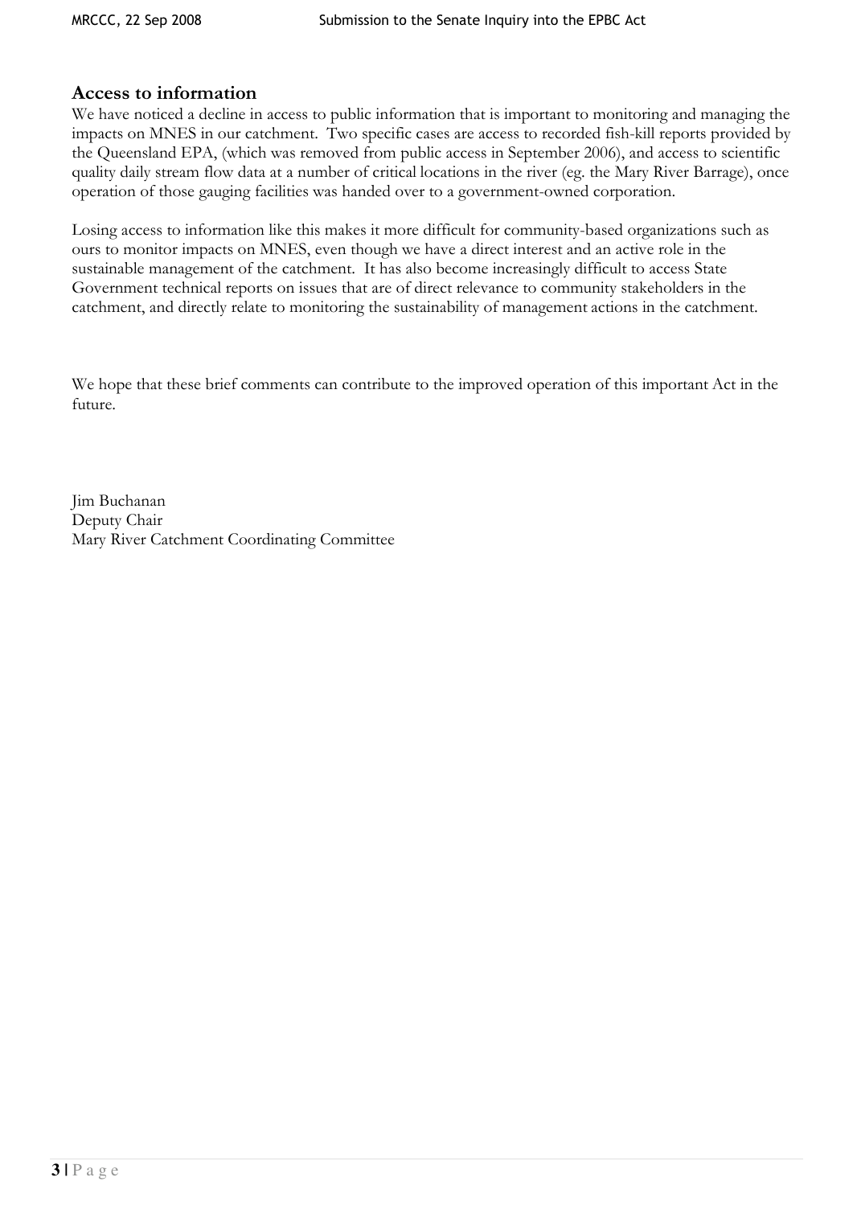## Access to information

We have noticed a decline in access to public information that is important to monitoring and managing the impacts on MNES in our catchment. Two specific cases are access to recorded fish-kill reports provided by the Queensland EPA, (which was removed from public access in September 2006), and access to scientific quality daily stream flow data at a number of critical locations in the river (eg. the Mary River Barrage), once operation of those gauging facilities was handed over to a government-owned corporation.

Losing access to information like this makes it more difficult for community-based organizations such as ours to monitor impacts on MNES, even though we have a direct interest and an active role in the sustainable management of the catchment. It has also become increasingly difficult to access State Government technical reports on issues that are of direct relevance to community stakeholders in the catchment, and directly relate to monitoring the sustainability of management actions in the catchment.

We hope that these brief comments can contribute to the improved operation of this important Act in the future.

Jim Buchanan
Deputy Chair
Mary River Catchment Coordinating Committee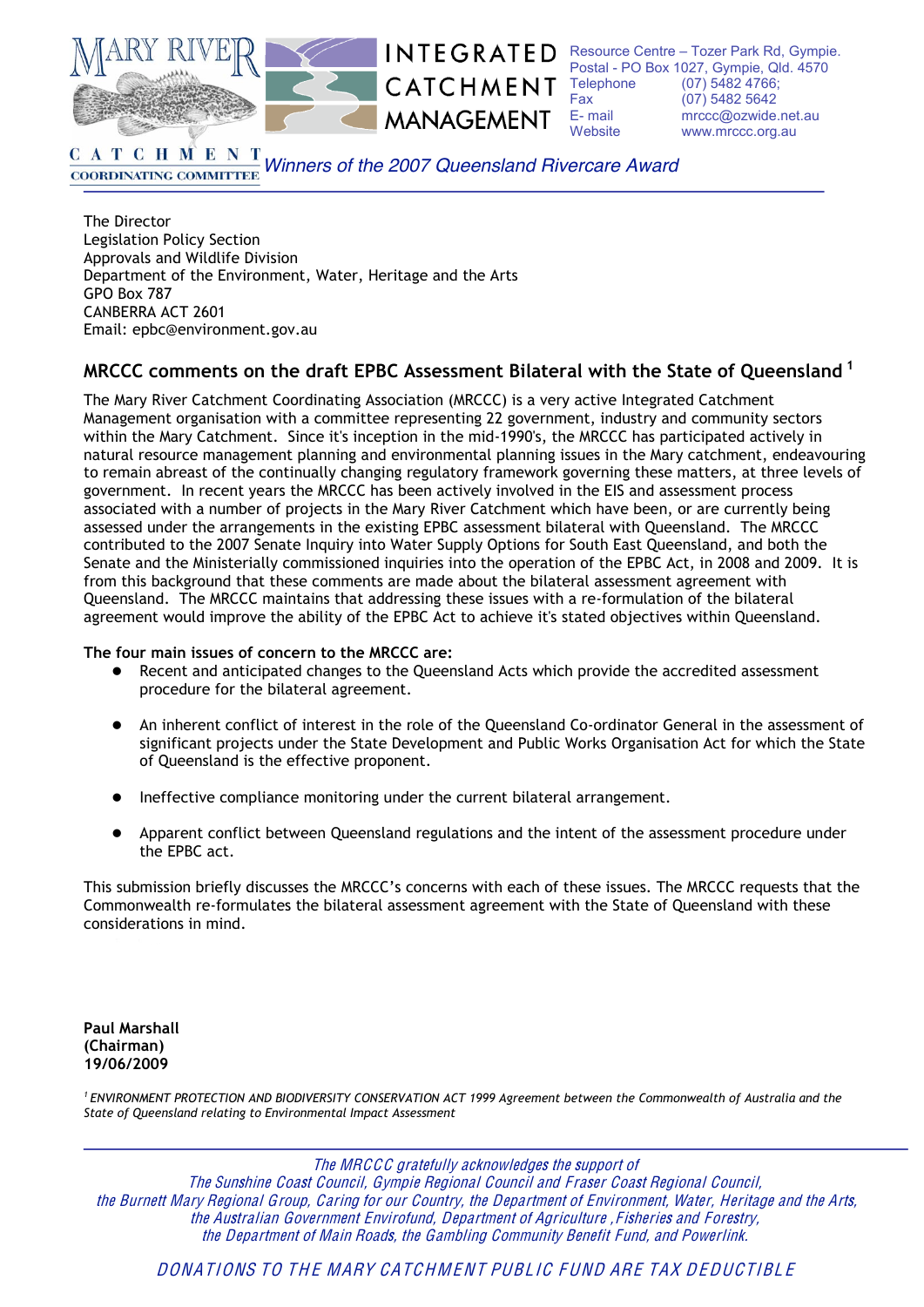MARY RIVER CATCHMENT COORDINATING COMMITTEE

INTEGRATED CATCHMENT MANAGEMENT

Resource Centre – Tozer Park Rd, Gympie.
Postal - PO Box 1027, Gympie, Qld. 4570
Telephone (07) 5482 4766;
Fax (07) 5482 5642
E- mail mrccc@ozwide.net.au
Website www.mrccc.org.au

*Winners of the 2007 Queensland Rivercare Award*

The Director
Legislation Policy Section
Approvals and Wildlife Division
Department of the Environment, Water, Heritage and the Arts
GPO Box 787
CANBERRA ACT 2601
Email: epbc@environment.gov.au

## MRCCC comments on the draft EPBC Assessment Bilateral with the State of Queensland [1]

The Mary River Catchment Coordinating Association (MRCCC) is a very active Integrated Catchment Management organisation with a committee representing 22 government, industry and community sectors within the Mary Catchment. Since it's inception in the mid-1990's, the MRCCC has participated actively in natural resource management planning and environmental planning issues in the Mary catchment, endeavouring to remain abreast of the continually changing regulatory framework governing these matters, at three levels of government. In recent years the MRCCC has been actively involved in the EIS and assessment process associated with a number of projects in the Mary River Catchment which have been, or are currently being assessed under the arrangements in the existing EPBC assessment bilateral with Queensland. The MRCCC contributed to the 2007 Senate Inquiry into Water Supply Options for South East Queensland, and both the Senate and the Ministerially commissioned inquiries into the operation of the EPBC Act, in 2008 and 2009. It is from this background that these comments are made about the bilateral assessment agreement with Queensland. The MRCCC maintains that addressing these issues with a re-formulation of the bilateral agreement would improve the ability of the EPBC Act to achieve it's stated objectives within Queensland.

**The four main issues of concern to the MRCCC are:**

- Recent and anticipated changes to the Queensland Acts which provide the accredited assessment procedure for the bilateral agreement.
- An inherent conflict of interest in the role of the Queensland Co-ordinator General in the assessment of significant projects under the State Development and Public Works Organisation Act for which the State of Queensland is the effective proponent.
- Ineffective compliance monitoring under the current bilateral arrangement.
- Apparent conflict between Queensland regulations and the intent of the assessment procedure under the EPBC act.

This submission briefly discusses the MRCCC's concerns with each of these issues. The MRCCC requests that the Commonwealth re-formulates the bilateral assessment agreement with the State of Queensland with these considerations in mind.

**Paul Marshall**
**(Chairman)**
**19/06/2009**

[1] *ENVIRONMENT PROTECTION AND BIODIVERSITY CONSERVATION ACT 1999 Agreement between the Commonwealth of Australia and the State of Queensland relating to Environmental Impact Assessment*

*The MRCCC gratefully acknowledges the support of The Sunshine Coast Council, Gympie Regional Council and Fraser Coast Regional Council, the Burnett Mary Regional Group, Caring for our Country, the Department of Environment, Water, Heritage and the Arts, the Australian Government Envirofund, Department of Agriculture , Fisheries and Forestry, the Department of Main Roads, the Gambling Community Benefit Fund, and Powerlink.*

*DONATIONS TO THE MARY CATCHMENT PUBLIC FUND ARE TAX DEDUCTIBLE*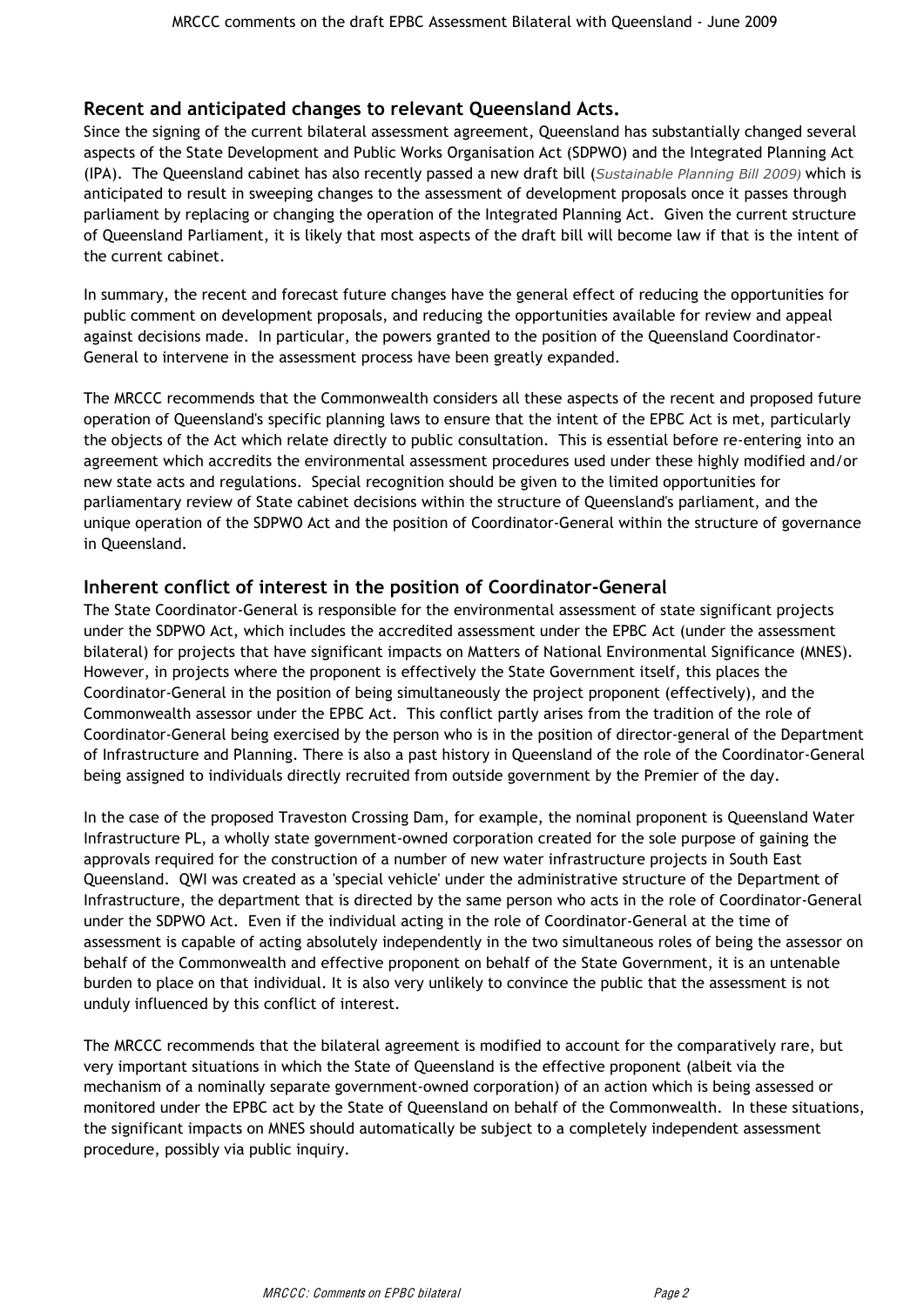## Recent and anticipated changes to relevant Queensland Acts.

Since the signing of the current bilateral assessment agreement, Queensland has substantially changed several aspects of the State Development and Public Works Organisation Act (SDPWO) and the Integrated Planning Act (IPA). The Queensland cabinet has also recently passed a new draft bill (*Sustainable Planning Bill 2009)* which is anticipated to result in sweeping changes to the assessment of development proposals once it passes through parliament by replacing or changing the operation of the Integrated Planning Act. Given the current structure of Queensland Parliament, it is likely that most aspects of the draft bill will become law if that is the intent of the current cabinet.

In summary, the recent and forecast future changes have the general effect of reducing the opportunities for public comment on development proposals, and reducing the opportunities available for review and appeal against decisions made. In particular, the powers granted to the position of the Queensland Coordinator-General to intervene in the assessment process have been greatly expanded.

The MRCCC recommends that the Commonwealth considers all these aspects of the recent and proposed future operation of Queensland's specific planning laws to ensure that the intent of the EPBC Act is met, particularly the objects of the Act which relate directly to public consultation. This is essential before re-entering into an agreement which accredits the environmental assessment procedures used under these highly modified and/or new state acts and regulations. Special recognition should be given to the limited opportunities for parliamentary review of State cabinet decisions within the structure of Queensland's parliament, and the unique operation of the SDPWO Act and the position of Coordinator-General within the structure of governance in Queensland.

## Inherent conflict of interest in the position of Coordinator-General

The State Coordinator-General is responsible for the environmental assessment of state significant projects under the SDPWO Act, which includes the accredited assessment under the EPBC Act (under the assessment bilateral) for projects that have significant impacts on Matters of National Environmental Significance (MNES). However, in projects where the proponent is effectively the State Government itself, this places the Coordinator-General in the position of being simultaneously the project proponent (effectively), and the Commonwealth assessor under the EPBC Act. This conflict partly arises from the tradition of the role of Coordinator-General being exercised by the person who is in the position of director-general of the Department of Infrastructure and Planning. There is also a past history in Queensland of the role of the Coordinator-General being assigned to individuals directly recruited from outside government by the Premier of the day.

In the case of the proposed Traveston Crossing Dam, for example, the nominal proponent is Queensland Water Infrastructure PL, a wholly state government-owned corporation created for the sole purpose of gaining the approvals required for the construction of a number of new water infrastructure projects in South East Queensland. QWI was created as a 'special vehicle' under the administrative structure of the Department of Infrastructure, the department that is directed by the same person who acts in the role of Coordinator-General under the SDPWO Act. Even if the individual acting in the role of Coordinator-General at the time of assessment is capable of acting absolutely independently in the two simultaneous roles of being the assessor on behalf of the Commonwealth and effective proponent on behalf of the State Government, it is an untenable burden to place on that individual. It is also very unlikely to convince the public that the assessment is not unduly influenced by this conflict of interest.

The MRCCC recommends that the bilateral agreement is modified to account for the comparatively rare, but very important situations in which the State of Queensland is the effective proponent (albeit via the mechanism of a nominally separate government-owned corporation) of an action which is being assessed or monitored under the EPBC act by the State of Queensland on behalf of the Commonwealth. In these situations, the significant impacts on MNES should automatically be subject to a completely independent assessment procedure, possibly via public inquiry.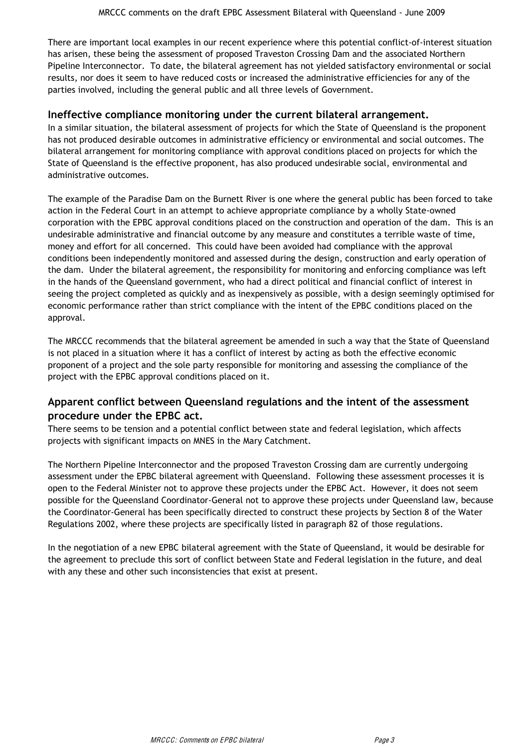There are important local examples in our recent experience where this potential conflict-of-interest situation has arisen, these being the assessment of proposed Traveston Crossing Dam and the associated Northern Pipeline Interconnector. To date, the bilateral agreement has not yielded satisfactory environmental or social results, nor does it seem to have reduced costs or increased the administrative efficiencies for any of the parties involved, including the general public and all three levels of Government.

## Ineffective compliance monitoring under the current bilateral arrangement.

In a similar situation, the bilateral assessment of projects for which the State of Queensland is the proponent has not produced desirable outcomes in administrative efficiency or environmental and social outcomes. The bilateral arrangement for monitoring compliance with approval conditions placed on projects for which the State of Queensland is the effective proponent, has also produced undesirable social, environmental and administrative outcomes.

The example of the Paradise Dam on the Burnett River is one where the general public has been forced to take action in the Federal Court in an attempt to achieve appropriate compliance by a wholly State-owned corporation with the EPBC approval conditions placed on the construction and operation of the dam. This is an undesirable administrative and financial outcome by any measure and constitutes a terrible waste of time, money and effort for all concerned. This could have been avoided had compliance with the approval conditions been independently monitored and assessed during the design, construction and early operation of the dam. Under the bilateral agreement, the responsibility for monitoring and enforcing compliance was left in the hands of the Queensland government, who had a direct political and financial conflict of interest in seeing the project completed as quickly and as inexpensively as possible, with a design seemingly optimised for economic performance rather than strict compliance with the intent of the EPBC conditions placed on the approval.

The MRCCC recommends that the bilateral agreement be amended in such a way that the State of Queensland is not placed in a situation where it has a conflict of interest by acting as both the effective economic proponent of a project and the sole party responsible for monitoring and assessing the compliance of the project with the EPBC approval conditions placed on it.

## Apparent conflict between Queensland regulations and the intent of the assessment procedure under the EPBC act.

There seems to be tension and a potential conflict between state and federal legislation, which affects projects with significant impacts on MNES in the Mary Catchment.

The Northern Pipeline Interconnector and the proposed Traveston Crossing dam are currently undergoing assessment under the EPBC bilateral agreement with Queensland. Following these assessment processes it is open to the Federal Minister not to approve these projects under the EPBC Act. However, it does not seem possible for the Queensland Coordinator-General not to approve these projects under Queensland law, because the Coordinator-General has been specifically directed to construct these projects by Section 8 of the Water Regulations 2002, where these projects are specifically listed in paragraph 82 of those regulations.

In the negotiation of a new EPBC bilateral agreement with the State of Queensland, it would be desirable for the agreement to preclude this sort of conflict between State and Federal legislation in the future, and deal with any these and other such inconsistencies that exist at present.